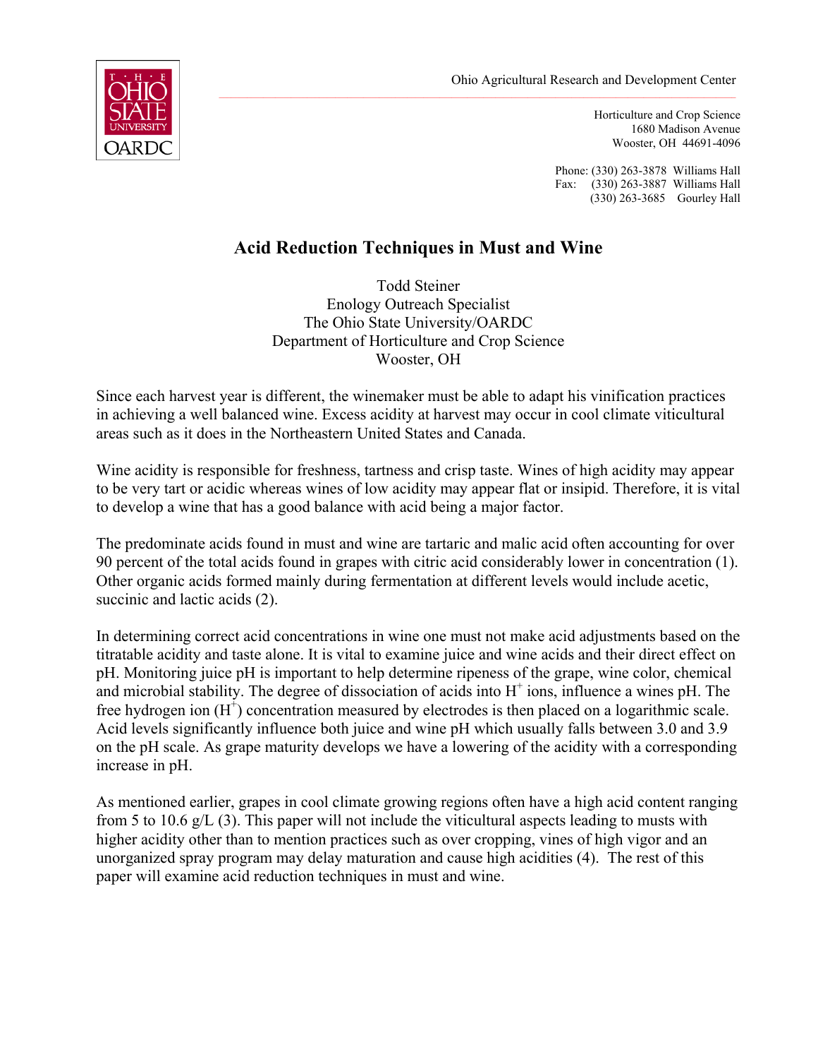Ohio Agricultural Research and Development Center

Horticulture and Crop Science
1680 Madison Avenue
Wooster, OH 44691-4096

Phone: (330) 263-3878 Williams Hall
Fax: (330) 263-3887 Williams Hall
(330) 263-3685 Gourley Hall

# Acid Reduction Techniques in Must and Wine

Todd Steiner
Enology Outreach Specialist
The Ohio State University/OARDC
Department of Horticulture and Crop Science
Wooster, OH

Since each harvest year is different, the winemaker must be able to adapt his vinification practices in achieving a well balanced wine. Excess acidity at harvest may occur in cool climate viticultural areas such as it does in the Northeastern United States and Canada.

Wine acidity is responsible for freshness, tartness and crisp taste. Wines of high acidity may appear to be very tart or acidic whereas wines of low acidity may appear flat or insipid. Therefore, it is vital to develop a wine that has a good balance with acid being a major factor.

The predominate acids found in must and wine are tartaric and malic acid often accounting for over 90 percent of the total acids found in grapes with citric acid considerably lower in concentration (1). Other organic acids formed mainly during fermentation at different levels would include acetic, succinic and lactic acids (2).

In determining correct acid concentrations in wine one must not make acid adjustments based on the titratable acidity and taste alone. It is vital to examine juice and wine acids and their direct effect on pH. Monitoring juice pH is important to help determine ripeness of the grape, wine color, chemical and microbial stability. The degree of dissociation of acids into $H^+$ ions, influence a wines pH. The free hydrogen ion ($H^+$) concentration measured by electrodes is then placed on a logarithmic scale. Acid levels significantly influence both juice and wine pH which usually falls between 3.0 and 3.9 on the pH scale. As grape maturity develops we have a lowering of the acidity with a corresponding increase in pH.

As mentioned earlier, grapes in cool climate growing regions often have a high acid content ranging from 5 to 10.6 g/L (3). This paper will not include the viticultural aspects leading to musts with higher acidity other than to mention practices such as over cropping, vines of high vigor and an unorganized spray program may delay maturation and cause high acidities (4). The rest of this paper will examine acid reduction techniques in must and wine.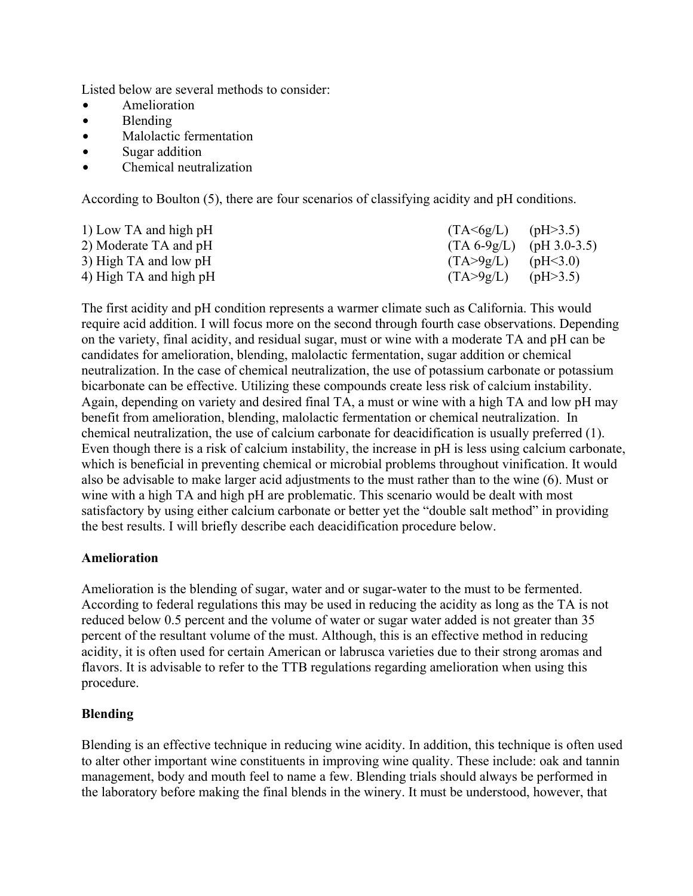Listed below are several methods to consider:

- Amelioration
- Blending
- Malolactic fermentation
- Sugar addition
- Chemical neutralization

According to Boulton (5), there are four scenarios of classifying acidity and pH conditions.

| | | |
|---|---|---|
| 1) Low TA and high pH | (TA<6g/L) | (pH>3.5) |
| 2) Moderate TA and pH | (TA 6-9g/L) | (pH 3.0-3.5) |
| 3) High TA and low pH | (TA>9g/L) | (pH<3.0) |
| 4) High TA and high pH | (TA>9g/L) | (pH>3.5) |

The first acidity and pH condition represents a warmer climate such as California. This would require acid addition. I will focus more on the second through fourth case observations. Depending on the variety, final acidity, and residual sugar, must or wine with a moderate TA and pH can be candidates for amelioration, blending, malolactic fermentation, sugar addition or chemical neutralization. In the case of chemical neutralization, the use of potassium carbonate or potassium bicarbonate can be effective. Utilizing these compounds create less risk of calcium instability. Again, depending on variety and desired final TA, a must or wine with a high TA and low pH may benefit from amelioration, blending, malolactic fermentation or chemical neutralization. In chemical neutralization, the use of calcium carbonate for deacidification is usually preferred (1). Even though there is a risk of calcium instability, the increase in pH is less using calcium carbonate, which is beneficial in preventing chemical or microbial problems throughout vinification. It would also be advisable to make larger acid adjustments to the must rather than to the wine (6). Must or wine with a high TA and high pH are problematic. This scenario would be dealt with most satisfactory by using either calcium carbonate or better yet the "double salt method" in providing the best results. I will briefly describe each deacidification procedure below.

**Amelioration**

Amelioration is the blending of sugar, water and or sugar-water to the must to be fermented. According to federal regulations this may be used in reducing the acidity as long as the TA is not reduced below 0.5 percent and the volume of water or sugar water added is not greater than 35 percent of the resultant volume of the must. Although, this is an effective method in reducing acidity, it is often used for certain American or labrusca varieties due to their strong aromas and flavors. It is advisable to refer to the TTB regulations regarding amelioration when using this procedure.

**Blending**

Blending is an effective technique in reducing wine acidity. In addition, this technique is often used to alter other important wine constituents in improving wine quality. These include: oak and tannin management, body and mouth feel to name a few. Blending trials should always be performed in the laboratory before making the final blends in the winery. It must be understood, however, that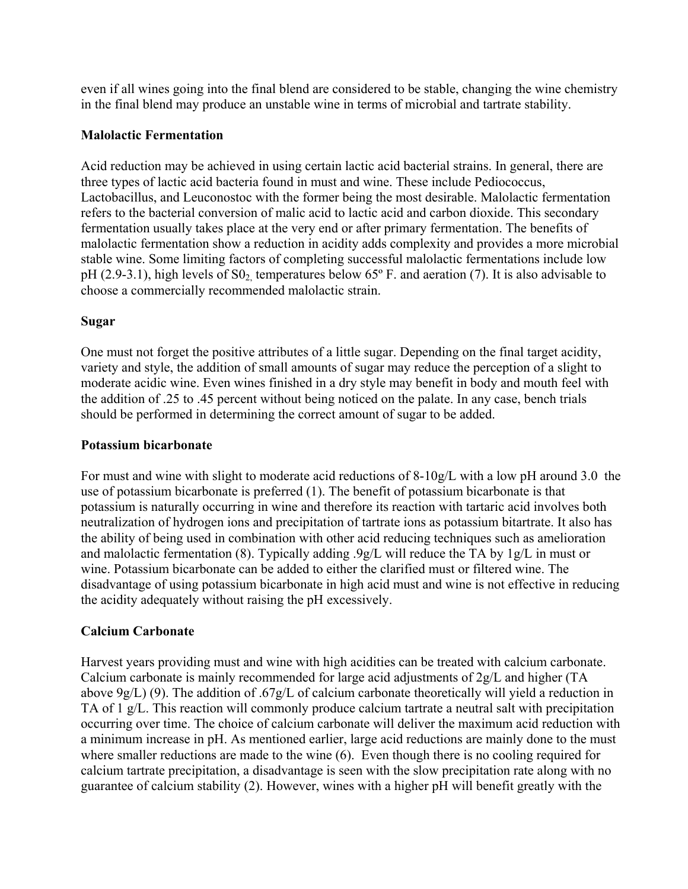even if all wines going into the final blend are considered to be stable, changing the wine chemistry in the final blend may produce an unstable wine in terms of microbial and tartrate stability.

**Malolactic Fermentation**

Acid reduction may be achieved in using certain lactic acid bacterial strains. In general, there are three types of lactic acid bacteria found in must and wine. These include Pediococcus, Lactobacillus, and Leuconostoc with the former being the most desirable. Malolactic fermentation refers to the bacterial conversion of malic acid to lactic acid and carbon dioxide. This secondary fermentation usually takes place at the very end or after primary fermentation. The benefits of malolactic fermentation show a reduction in acidity adds complexity and provides a more microbial stable wine. Some limiting factors of completing successful malolactic fermentations include low pH (2.9-3.1), high levels of $S0_2$, temperatures below 65º F. and aeration (7). It is also advisable to choose a commercially recommended malolactic strain.

**Sugar**

One must not forget the positive attributes of a little sugar. Depending on the final target acidity, variety and style, the addition of small amounts of sugar may reduce the perception of a slight to moderate acidic wine. Even wines finished in a dry style may benefit in body and mouth feel with the addition of .25 to .45 percent without being noticed on the palate. In any case, bench trials should be performed in determining the correct amount of sugar to be added.

**Potassium bicarbonate**

For must and wine with slight to moderate acid reductions of 8-10g/L with a low pH around 3.0 the use of potassium bicarbonate is preferred (1). The benefit of potassium bicarbonate is that potassium is naturally occurring in wine and therefore its reaction with tartaric acid involves both neutralization of hydrogen ions and precipitation of tartrate ions as potassium bitartrate. It also has the ability of being used in combination with other acid reducing techniques such as amelioration and malolactic fermentation (8). Typically adding .9g/L will reduce the TA by 1g/L in must or wine. Potassium bicarbonate can be added to either the clarified must or filtered wine. The disadvantage of using potassium bicarbonate in high acid must and wine is not effective in reducing the acidity adequately without raising the pH excessively.

**Calcium Carbonate**

Harvest years providing must and wine with high acidities can be treated with calcium carbonate. Calcium carbonate is mainly recommended for large acid adjustments of 2g/L and higher (TA above 9g/L) (9). The addition of .67g/L of calcium carbonate theoretically will yield a reduction in TA of 1 g/L. This reaction will commonly produce calcium tartrate a neutral salt with precipitation occurring over time. The choice of calcium carbonate will deliver the maximum acid reduction with a minimum increase in pH. As mentioned earlier, large acid reductions are mainly done to the must where smaller reductions are made to the wine (6). Even though there is no cooling required for calcium tartrate precipitation, a disadvantage is seen with the slow precipitation rate along with no guarantee of calcium stability (2). However, wines with a higher pH will benefit greatly with the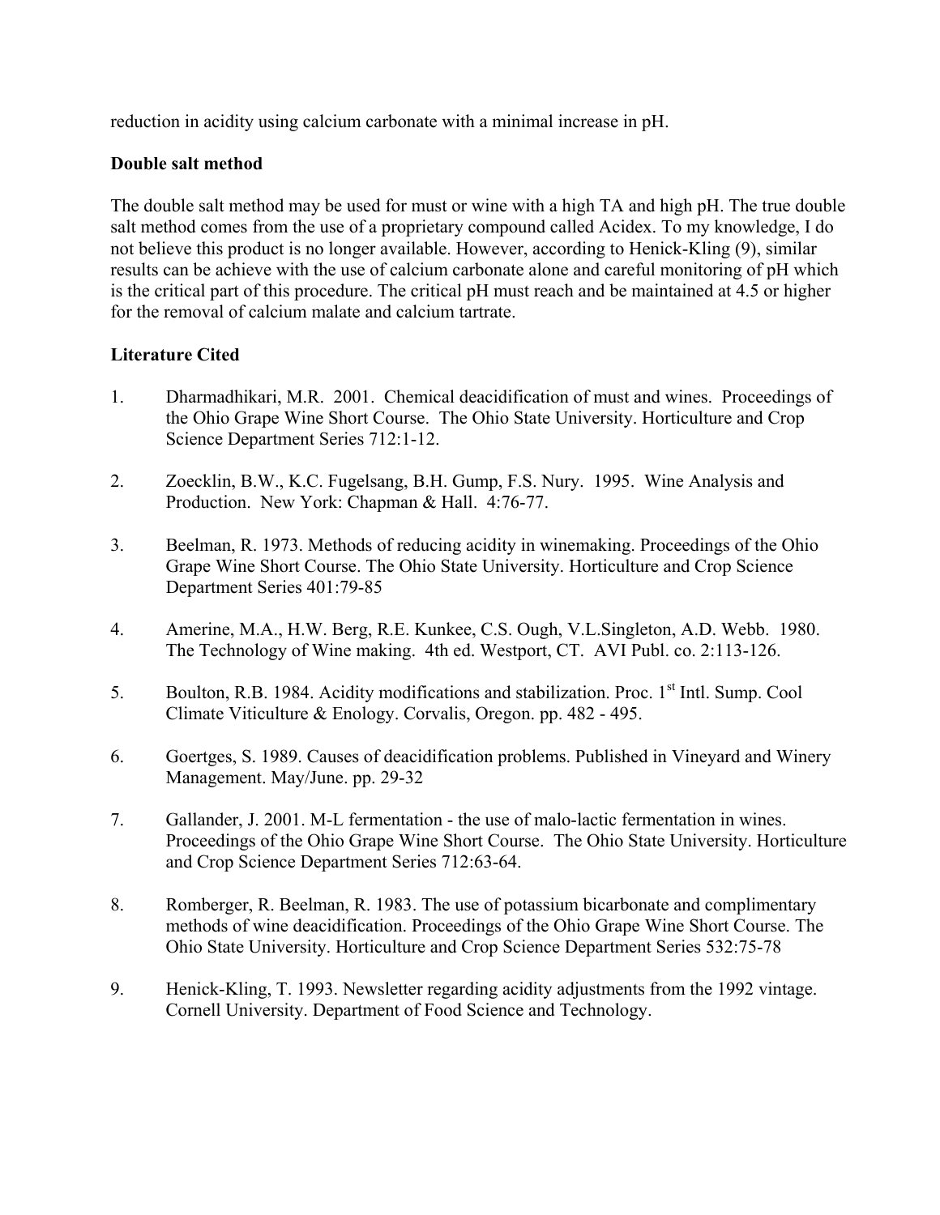reduction in acidity using calcium carbonate with a minimal increase in pH.

**Double salt method**

The double salt method may be used for must or wine with a high TA and high pH. The true double salt method comes from the use of a proprietary compound called Acidex. To my knowledge, I do not believe this product is no longer available. However, according to Henick-Kling (9), similar results can be achieve with the use of calcium carbonate alone and careful monitoring of pH which is the critical part of this procedure. The critical pH must reach and be maintained at 4.5 or higher for the removal of calcium malate and calcium tartrate.

**Literature Cited**

1. Dharmadhikari, M.R. 2001. Chemical deacidification of must and wines. Proceedings of the Ohio Grape Wine Short Course. The Ohio State University. Horticulture and Crop Science Department Series 712:1-12.

2. Zoecklin, B.W., K.C. Fugelsang, B.H. Gump, F.S. Nury. 1995. Wine Analysis and Production. New York: Chapman & Hall. 4:76-77.

3. Beelman, R. 1973. Methods of reducing acidity in winemaking. Proceedings of the Ohio Grape Wine Short Course. The Ohio State University. Horticulture and Crop Science Department Series 401:79-85

4. Amerine, M.A., H.W. Berg, R.E. Kunkee, C.S. Ough, V.L.Singleton, A.D. Webb. 1980. The Technology of Wine making. 4th ed. Westport, CT. AVI Publ. co. 2:113-126.

5. Boulton, R.B. 1984. Acidity modifications and stabilization. Proc. 1st Intl. Sump. Cool Climate Viticulture & Enology. Corvalis, Oregon. pp. 482 - 495.

6. Goertges, S. 1989. Causes of deacidification problems. Published in Vineyard and Winery Management. May/June. pp. 29-32

7. Gallander, J. 2001. M-L fermentation - the use of malo-lactic fermentation in wines. Proceedings of the Ohio Grape Wine Short Course. The Ohio State University. Horticulture and Crop Science Department Series 712:63-64.

8. Romberger, R. Beelman, R. 1983. The use of potassium bicarbonate and complimentary methods of wine deacidification. Proceedings of the Ohio Grape Wine Short Course. The Ohio State University. Horticulture and Crop Science Department Series 532:75-78

9. Henick-Kling, T. 1993. Newsletter regarding acidity adjustments from the 1992 vintage. Cornell University. Department of Food Science and Technology.